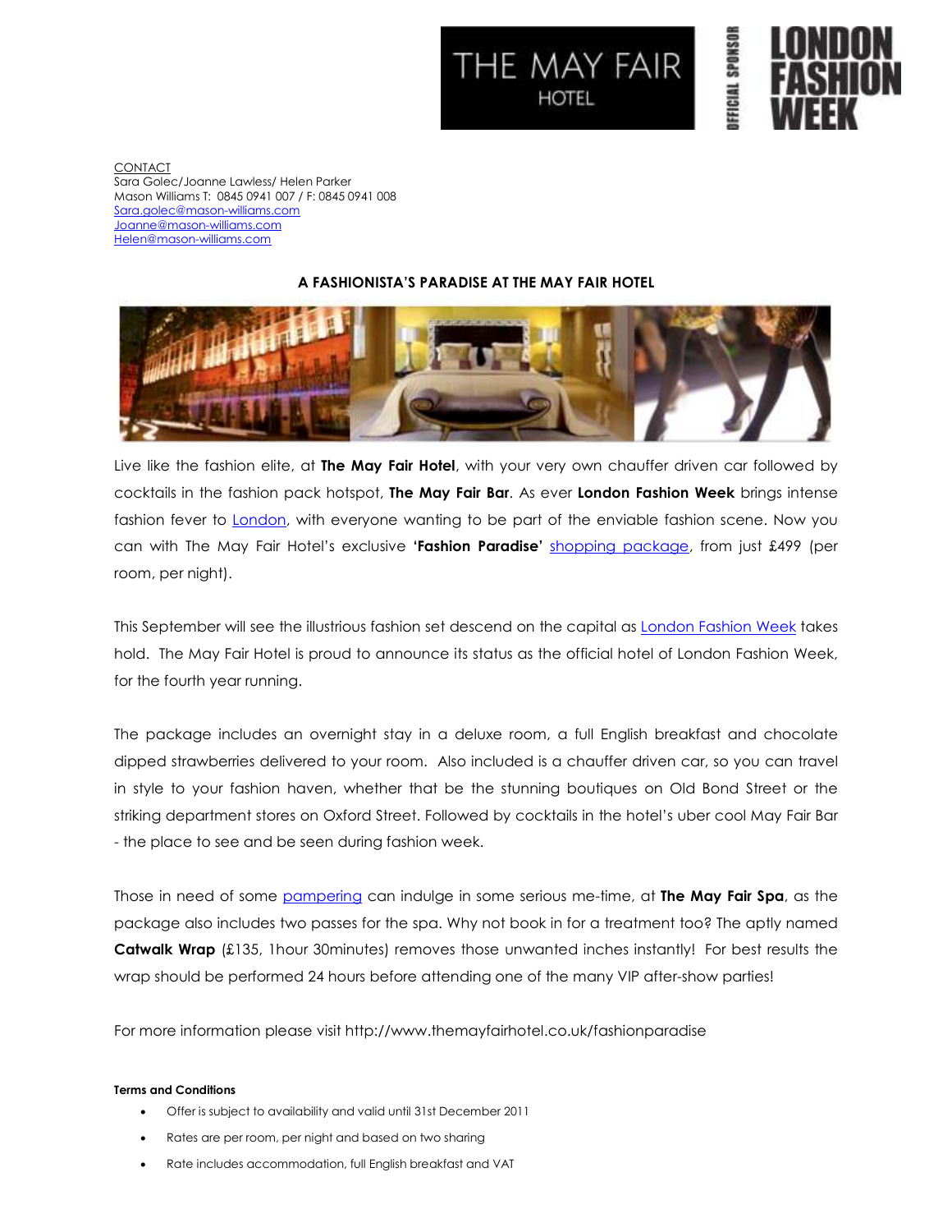THE MAY FAIR HOTEL

OFFICIAL SPONSOR LONDON FASHION WEEK

CONTACT
Sara Golec/Joanne Lawless/ Helen Parker
Mason Williams T: 0845 0941 007 / F: 0845 0941 008
Sara.golec@mason-williams.com
Joanne@mason-williams.com
Helen@mason-williams.com

## A FASHIONISTA'S PARADISE AT THE MAY FAIR HOTEL

Live like the fashion elite, at **The May Fair Hotel**, with your very own chauffer driven car followed by cocktails in the fashion pack hotspot, **The May Fair Bar**. As ever **London Fashion Week** brings intense fashion fever to London, with everyone wanting to be part of the enviable fashion scene. Now you can with The May Fair Hotel's exclusive **'Fashion Paradise'** shopping package, from just £499 (per room, per night).

This September will see the illustrious fashion set descend on the capital as London Fashion Week takes hold. The May Fair Hotel is proud to announce its status as the official hotel of London Fashion Week, for the fourth year running.

The package includes an overnight stay in a deluxe room, a full English breakfast and chocolate dipped strawberries delivered to your room. Also included is a chauffer driven car, so you can travel in style to your fashion haven, whether that be the stunning boutiques on Old Bond Street or the striking department stores on Oxford Street. Followed by cocktails in the hotel's uber cool May Fair Bar - the place to see and be seen during fashion week.

Those in need of some pampering can indulge in some serious me-time, at **The May Fair Spa**, as the package also includes two passes for the spa. Why not book in for a treatment too? The aptly named **Catwalk Wrap** (£135, 1hour 30minutes) removes those unwanted inches instantly! For best results the wrap should be performed 24 hours before attending one of the many VIP after-show parties!

For more information please visit http://www.themayfairhotel.co.uk/fashionparadise

**Terms and Conditions**

- Offer is subject to availability and valid until 31st December 2011
- Rates are per room, per night and based on two sharing
- Rate includes accommodation, full English breakfast and VAT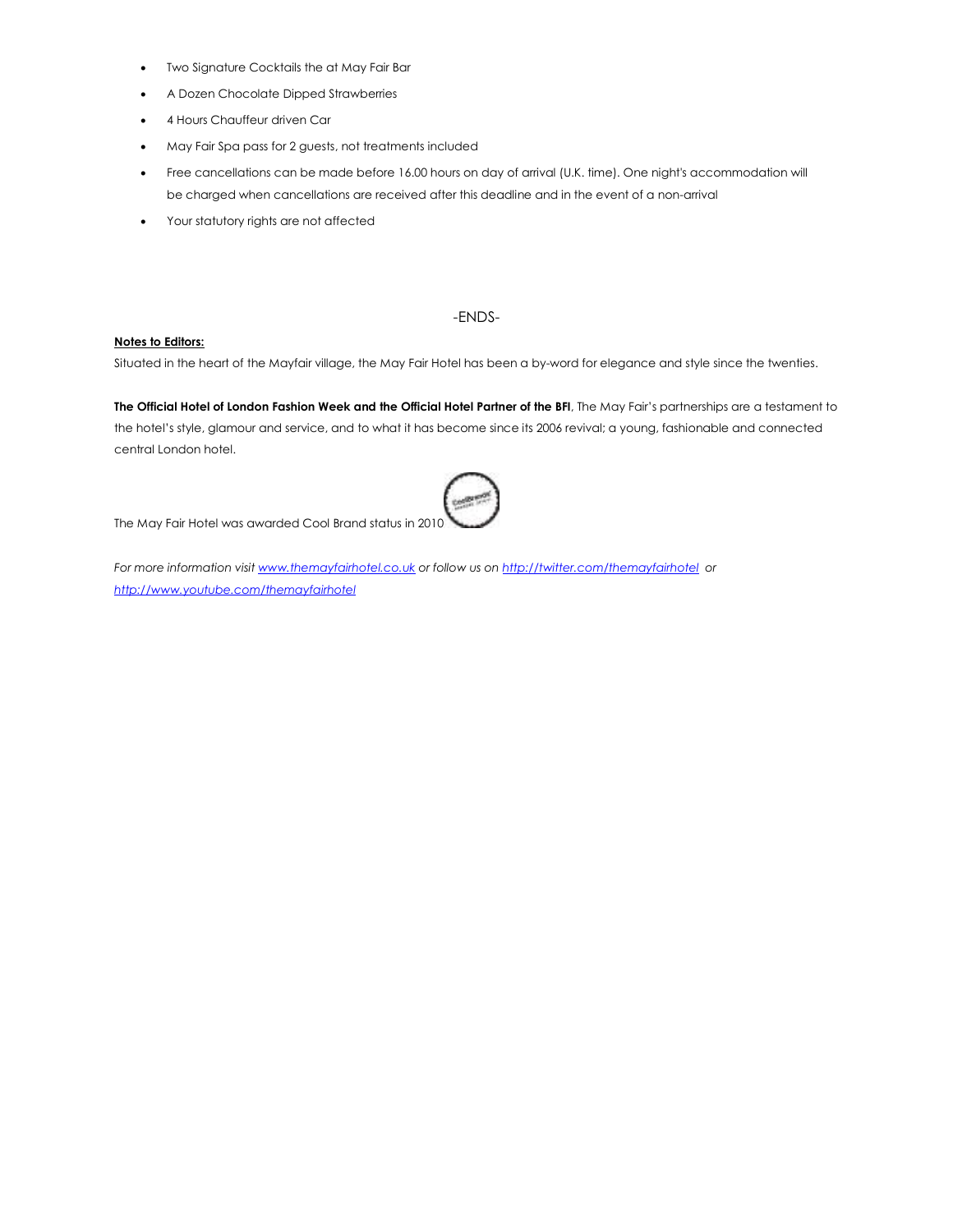- Two Signature Cocktails the at May Fair Bar
- A Dozen Chocolate Dipped Strawberries
- 4 Hours Chauffeur driven Car
- May Fair Spa pass for 2 guests, not treatments included
- Free cancellations can be made before 16.00 hours on day of arrival (U.K. time). One night's accommodation will be charged when cancellations are received after this deadline and in the event of a non-arrival
- Your statutory rights are not affected

-ENDS-

**Notes to Editors:**

Situated in the heart of the Mayfair village, the May Fair Hotel has been a by-word for elegance and style since the twenties.

**The Official Hotel of London Fashion Week and the Official Hotel Partner of the BFI**, The May Fair's partnerships are a testament to the hotel's style, glamour and service, and to what it has become since its 2006 revival; a young, fashionable and connected central London hotel.

The May Fair Hotel was awarded Cool Brand status in 2010

*For more information visit www.themayfairhotel.co.uk or follow us on http://twitter.com/themayfairhotel or http://www.youtube.com/themayfairhotel*